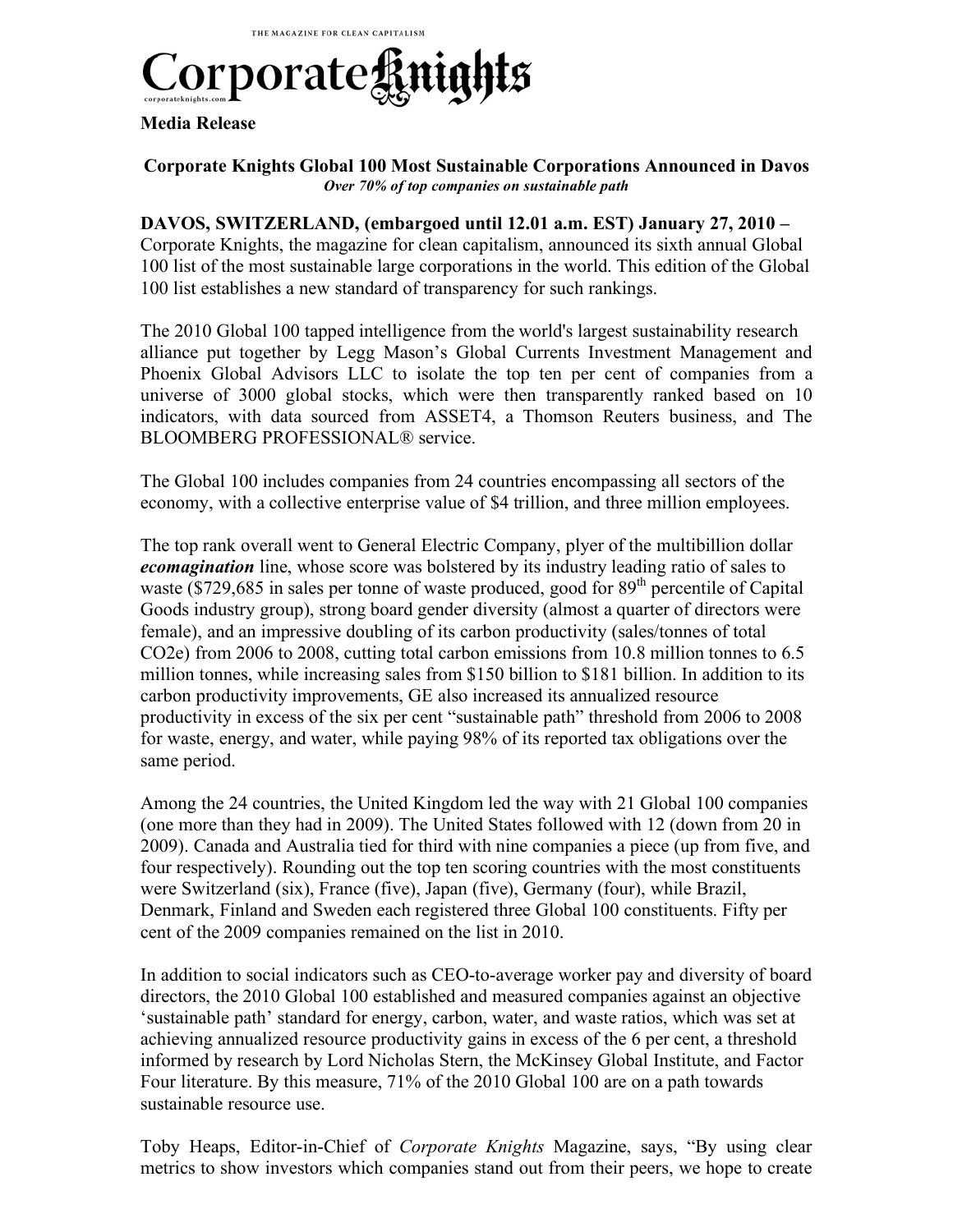THE MAGAZINE FOR CLEAN CAPITALISM

# Corporate Knights

corporateknights.com

**Media Release**

## Corporate Knights Global 100 Most Sustainable Corporations Announced in Davos

***Over 70% of top companies on sustainable path***

**DAVOS, SWITZERLAND, (embargoed until 12.01 a.m. EST) January 27, 2010 –** Corporate Knights, the magazine for clean capitalism, announced its sixth annual Global 100 list of the most sustainable large corporations in the world. This edition of the Global 100 list establishes a new standard of transparency for such rankings.

The 2010 Global 100 tapped intelligence from the world's largest sustainability research alliance put together by Legg Mason's Global Currents Investment Management and Phoenix Global Advisors LLC to isolate the top ten per cent of companies from a universe of 3000 global stocks, which were then transparently ranked based on 10 indicators, with data sourced from ASSET4, a Thomson Reuters business, and The BLOOMBERG PROFESSIONAL® service.

The Global 100 includes companies from 24 countries encompassing all sectors of the economy, with a collective enterprise value of $4 trillion, and three million employees.

The top rank overall went to General Electric Company, plyer of the multibillion dollar ***ecomagination*** line, whose score was bolstered by its industry leading ratio of sales to waste ($729,685 in sales per tonne of waste produced, good for 89th percentile of Capital Goods industry group), strong board gender diversity (almost a quarter of directors were female), and an impressive doubling of its carbon productivity (sales/tonnes of total CO2e) from 2006 to 2008, cutting total carbon emissions from 10.8 million tonnes to 6.5 million tonnes, while increasing sales from $150 billion to $181 billion. In addition to its carbon productivity improvements, GE also increased its annualized resource productivity in excess of the six per cent "sustainable path" threshold from 2006 to 2008 for waste, energy, and water, while paying 98% of its reported tax obligations over the same period.

Among the 24 countries, the United Kingdom led the way with 21 Global 100 companies (one more than they had in 2009). The United States followed with 12 (down from 20 in 2009). Canada and Australia tied for third with nine companies a piece (up from five, and four respectively). Rounding out the top ten scoring countries with the most constituents were Switzerland (six), France (five), Japan (five), Germany (four), while Brazil, Denmark, Finland and Sweden each registered three Global 100 constituents. Fifty per cent of the 2009 companies remained on the list in 2010.

In addition to social indicators such as CEO-to-average worker pay and diversity of board directors, the 2010 Global 100 established and measured companies against an objective 'sustainable path' standard for energy, carbon, water, and waste ratios, which was set at achieving annualized resource productivity gains in excess of the 6 per cent, a threshold informed by research by Lord Nicholas Stern, the McKinsey Global Institute, and Factor Four literature. By this measure, 71% of the 2010 Global 100 are on a path towards sustainable resource use.

Toby Heaps, Editor-in-Chief of *Corporate Knights* Magazine, says, "By using clear metrics to show investors which companies stand out from their peers, we hope to create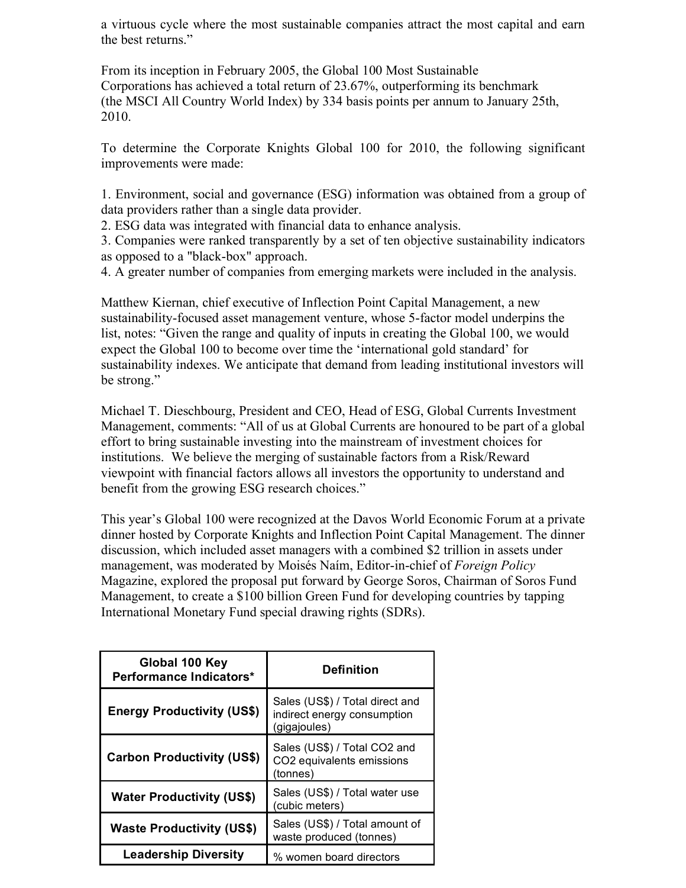a virtuous cycle where the most sustainable companies attract the most capital and earn the best returns."

From its inception in February 2005, the Global 100 Most Sustainable Corporations has achieved a total return of 23.67%, outperforming its benchmark (the MSCI All Country World Index) by 334 basis points per annum to January 25th, 2010.

To determine the Corporate Knights Global 100 for 2010, the following significant improvements were made:

1. Environment, social and governance (ESG) information was obtained from a group of data providers rather than a single data provider.
2. ESG data was integrated with financial data to enhance analysis.
3. Companies were ranked transparently by a set of ten objective sustainability indicators as opposed to a "black-box" approach.
4. A greater number of companies from emerging markets were included in the analysis.

Matthew Kiernan, chief executive of Inflection Point Capital Management, a new sustainability-focused asset management venture, whose 5-factor model underpins the list, notes: "Given the range and quality of inputs in creating the Global 100, we would expect the Global 100 to become over time the 'international gold standard' for sustainability indexes. We anticipate that demand from leading institutional investors will be strong."

Michael T. Dieschbourg, President and CEO, Head of ESG, Global Currents Investment Management, comments: "All of us at Global Currents are honoured to be part of a global effort to bring sustainable investing into the mainstream of investment choices for institutions. We believe the merging of sustainable factors from a Risk/Reward viewpoint with financial factors allows all investors the opportunity to understand and benefit from the growing ESG research choices."

This year's Global 100 were recognized at the Davos World Economic Forum at a private dinner hosted by Corporate Knights and Inflection Point Capital Management. The dinner discussion, which included asset managers with a combined $2 trillion in assets under management, was moderated by Moisés Naím, Editor-in-chief of *Foreign Policy* Magazine, explored the proposal put forward by George Soros, Chairman of Soros Fund Management, to create a $100 billion Green Fund for developing countries by tapping International Monetary Fund special drawing rights (SDRs).

| Global 100 Key Performance Indicators* | Definition |
|---|---|
| **Energy Productivity (US$)** | Sales (US$) / Total direct and indirect energy consumption (gigajoules) |
| **Carbon Productivity (US$)** | Sales (US$) / Total $CO_2$ and $CO_2$ equivalents emissions (tonnes) |
| **Water Productivity (US$)** | Sales (US$) / Total water use (cubic meters) |
| **Waste Productivity (US$)** | Sales (US$) / Total amount of waste produced (tonnes) |
| **Leadership Diversity** | % women board directors |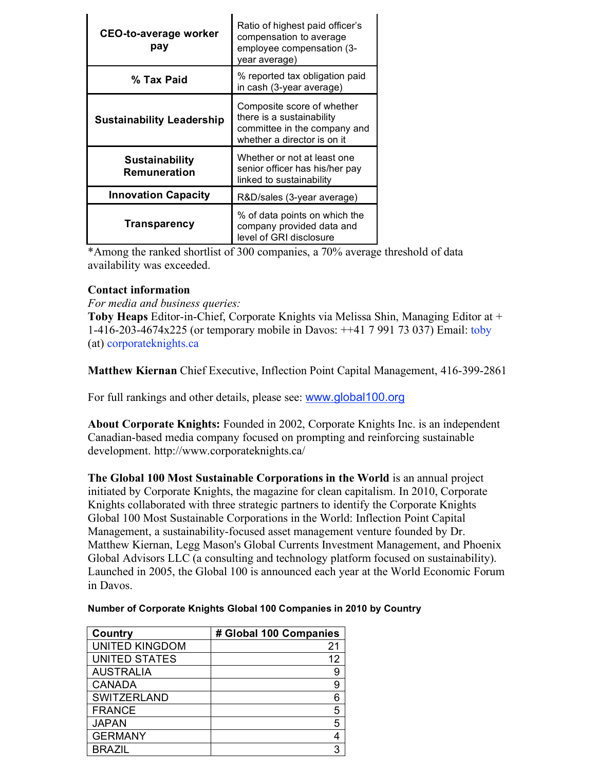| | |
|---|---|
| **CEO-to-average worker pay** | Ratio of highest paid officer's compensation to average employee compensation (3-year average) |
| **% Tax Paid** | % reported tax obligation paid in cash (3-year average) |
| **Sustainability Leadership** | Composite score of whether there is a sustainability committee in the company and whether a director is on it |
| **Sustainability Remuneration** | Whether or not at least one senior officer has his/her pay linked to sustainability |
| **Innovation Capacity** | R&D/sales (3-year average) |
| **Transparency** | % of data points on which the company provided data and level of GRI disclosure |

*Among the ranked shortlist of 300 companies, a 70% average threshold of data availability was exceeded.

**Contact information**

*For media and business queries:*

**Toby Heaps** Editor-in-Chief, Corporate Knights via Melissa Shin, Managing Editor at + 1-416-203-4674x225 (or temporary mobile in Davos: ++41 7 991 73 037) Email: toby (at) corporateknights.ca

**Matthew Kiernan** Chief Executive, Inflection Point Capital Management, 416-399-2861

For full rankings and other details, please see: www.global100.org

**About Corporate Knights:** Founded in 2002, Corporate Knights Inc. is an independent Canadian-based media company focused on prompting and reinforcing sustainable development. http://www.corporateknights.ca/

**The Global 100 Most Sustainable Corporations in the World** is an annual project initiated by Corporate Knights, the magazine for clean capitalism. In 2010, Corporate Knights collaborated with three strategic partners to identify the Corporate Knights Global 100 Most Sustainable Corporations in the World: Inflection Point Capital Management, a sustainability-focused asset management venture founded by Dr. Matthew Kiernan, Legg Mason's Global Currents Investment Management, and Phoenix Global Advisors LLC (a consulting and technology platform focused on sustainability). Launched in 2005, the Global 100 is announced each year at the World Economic Forum in Davos.

**Number of Corporate Knights Global 100 Companies in 2010 by Country**

| Country | # Global 100 Companies |
|---|---|
| UNITED KINGDOM | 21 |
| UNITED STATES | 12 |
| AUSTRALIA | 9 |
| CANADA | 9 |
| SWITZERLAND | 6 |
| FRANCE | 5 |
| JAPAN | 5 |
| GERMANY | 4 |
| BRAZIL | 3 |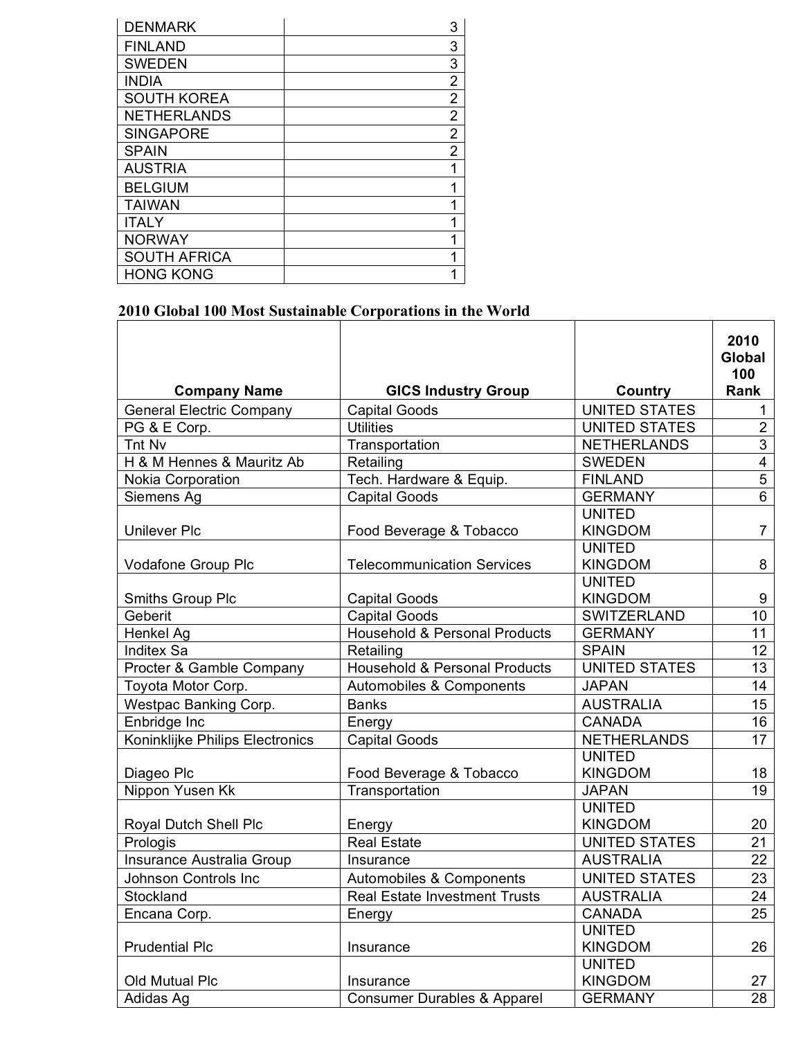| | |
|---|---|
| DENMARK | 3 |
| FINLAND | 3 |
| SWEDEN | 3 |
| INDIA | 2 |
| SOUTH KOREA | 2 |
| NETHERLANDS | 2 |
| SINGAPORE | 2 |
| SPAIN | 2 |
| AUSTRIA | 1 |
| BELGIUM | 1 |
| TAIWAN | 1 |
| ITALY | 1 |
| NORWAY | 1 |
| SOUTH AFRICA | 1 |
| HONG KONG | 1 |

**2010 Global 100 Most Sustainable Corporations in the World**

| Company Name | GICS Industry Group | Country | 2010 Global 100 Rank |
|---|---|---|---|
| General Electric Company | Capital Goods | UNITED STATES | 1 |
| PG & E Corp. | Utilities | UNITED STATES | 2 |
| Tnt Nv | Transportation | NETHERLANDS | 3 |
| H & M Hennes & Mauritz Ab | Retailing | SWEDEN | 4 |
| Nokia Corporation | Tech. Hardware & Equip. | FINLAND | 5 |
| Siemens Ag | Capital Goods | GERMANY | 6 |
| Unilever Plc | Food Beverage & Tobacco | UNITED KINGDOM | 7 |
| Vodafone Group Plc | Telecommunication Services | UNITED KINGDOM | 8 |
| Smiths Group Plc | Capital Goods | UNITED KINGDOM | 9 |
| Geberit | Capital Goods | SWITZERLAND | 10 |
| Henkel Ag | Household & Personal Products | GERMANY | 11 |
| Inditex Sa | Retailing | SPAIN | 12 |
| Procter & Gamble Company | Household & Personal Products | UNITED STATES | 13 |
| Toyota Motor Corp. | Automobiles & Components | JAPAN | 14 |
| Westpac Banking Corp. | Banks | AUSTRALIA | 15 |
| Enbridge Inc | Energy | CANADA | 16 |
| Koninklijke Philips Electronics | Capital Goods | NETHERLANDS | 17 |
| Diageo Plc | Food Beverage & Tobacco | UNITED KINGDOM | 18 |
| Nippon Yusen Kk | Transportation | JAPAN | 19 |
| Royal Dutch Shell Plc | Energy | UNITED KINGDOM | 20 |
| Prologis | Real Estate | UNITED STATES | 21 |
| Insurance Australia Group | Insurance | AUSTRALIA | 22 |
| Johnson Controls Inc | Automobiles & Components | UNITED STATES | 23 |
| Stockland | Real Estate Investment Trusts | AUSTRALIA | 24 |
| Encana Corp. | Energy | CANADA | 25 |
| Prudential Plc | Insurance | UNITED KINGDOM | 26 |
| Old Mutual Plc | Insurance | UNITED KINGDOM | 27 |
| Adidas Ag | Consumer Durables & Apparel | GERMANY | 28 |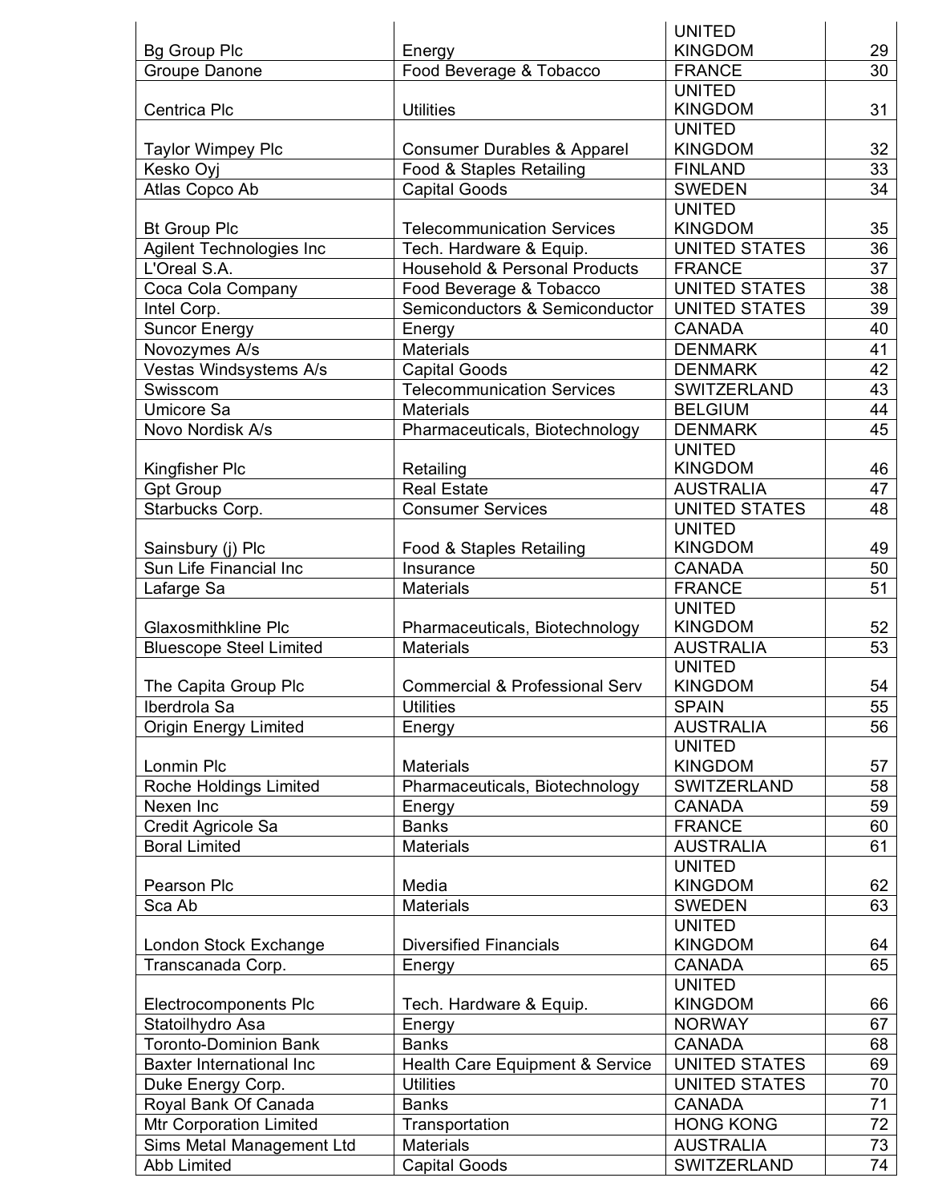| | | | |
|---|---|---|---|
| Bg Group Plc | Energy | UNITED KINGDOM | 29 |
| Groupe Danone | Food Beverage & Tobacco | FRANCE | 30 |
| Centrica Plc | Utilities | UNITED KINGDOM | 31 |
| Taylor Wimpey Plc | Consumer Durables & Apparel | UNITED KINGDOM | 32 |
| Kesko Oyj | Food & Staples Retailing | FINLAND | 33 |
| Atlas Copco Ab | Capital Goods | SWEDEN | 34 |
| Bt Group Plc | Telecommunication Services | UNITED KINGDOM | 35 |
| Agilent Technologies Inc | Tech. Hardware & Equip. | UNITED STATES | 36 |
| L'Oreal S.A. | Household & Personal Products | FRANCE | 37 |
| Coca Cola Company | Food Beverage & Tobacco | UNITED STATES | 38 |
| Intel Corp. | Semiconductors & Semiconductor | UNITED STATES | 39 |
| Suncor Energy | Energy | CANADA | 40 |
| Novozymes A/s | Materials | DENMARK | 41 |
| Vestas Windsystems A/s | Capital Goods | DENMARK | 42 |
| Swisscom | Telecommunication Services | SWITZERLAND | 43 |
| Umicore Sa | Materials | BELGIUM | 44 |
| Novo Nordisk A/s | Pharmaceuticals, Biotechnology | DENMARK | 45 |
| Kingfisher Plc | Retailing | UNITED KINGDOM | 46 |
| Gpt Group | Real Estate | AUSTRALIA | 47 |
| Starbucks Corp. | Consumer Services | UNITED STATES | 48 |
| Sainsbury (j) Plc | Food & Staples Retailing | UNITED KINGDOM | 49 |
| Sun Life Financial Inc | Insurance | CANADA | 50 |
| Lafarge Sa | Materials | FRANCE | 51 |
| Glaxosmithkline Plc | Pharmaceuticals, Biotechnology | UNITED KINGDOM | 52 |
| Bluescope Steel Limited | Materials | AUSTRALIA | 53 |
| The Capita Group Plc | Commercial & Professional Serv | UNITED KINGDOM | 54 |
| Iberdrola Sa | Utilities | SPAIN | 55 |
| Origin Energy Limited | Energy | AUSTRALIA | 56 |
| Lonmin Plc | Materials | UNITED KINGDOM | 57 |
| Roche Holdings Limited | Pharmaceuticals, Biotechnology | SWITZERLAND | 58 |
| Nexen Inc | Energy | CANADA | 59 |
| Credit Agricole Sa | Banks | FRANCE | 60 |
| Boral Limited | Materials | AUSTRALIA | 61 |
| Pearson Plc | Media | UNITED KINGDOM | 62 |
| Sca Ab | Materials | SWEDEN | 63 |
| London Stock Exchange | Diversified Financials | UNITED KINGDOM | 64 |
| Transcanada Corp. | Energy | CANADA | 65 |
| Electrocomponents Plc | Tech. Hardware & Equip. | UNITED KINGDOM | 66 |
| Statoilhydro Asa | Energy | NORWAY | 67 |
| Toronto-Dominion Bank | Banks | CANADA | 68 |
| Baxter International Inc | Health Care Equipment & Service | UNITED STATES | 69 |
| Duke Energy Corp. | Utilities | UNITED STATES | 70 |
| Royal Bank Of Canada | Banks | CANADA | 71 |
| Mtr Corporation Limited | Transportation | HONG KONG | 72 |
| Sims Metal Management Ltd | Materials | AUSTRALIA | 73 |
| Abb Limited | Capital Goods | SWITZERLAND | 74 |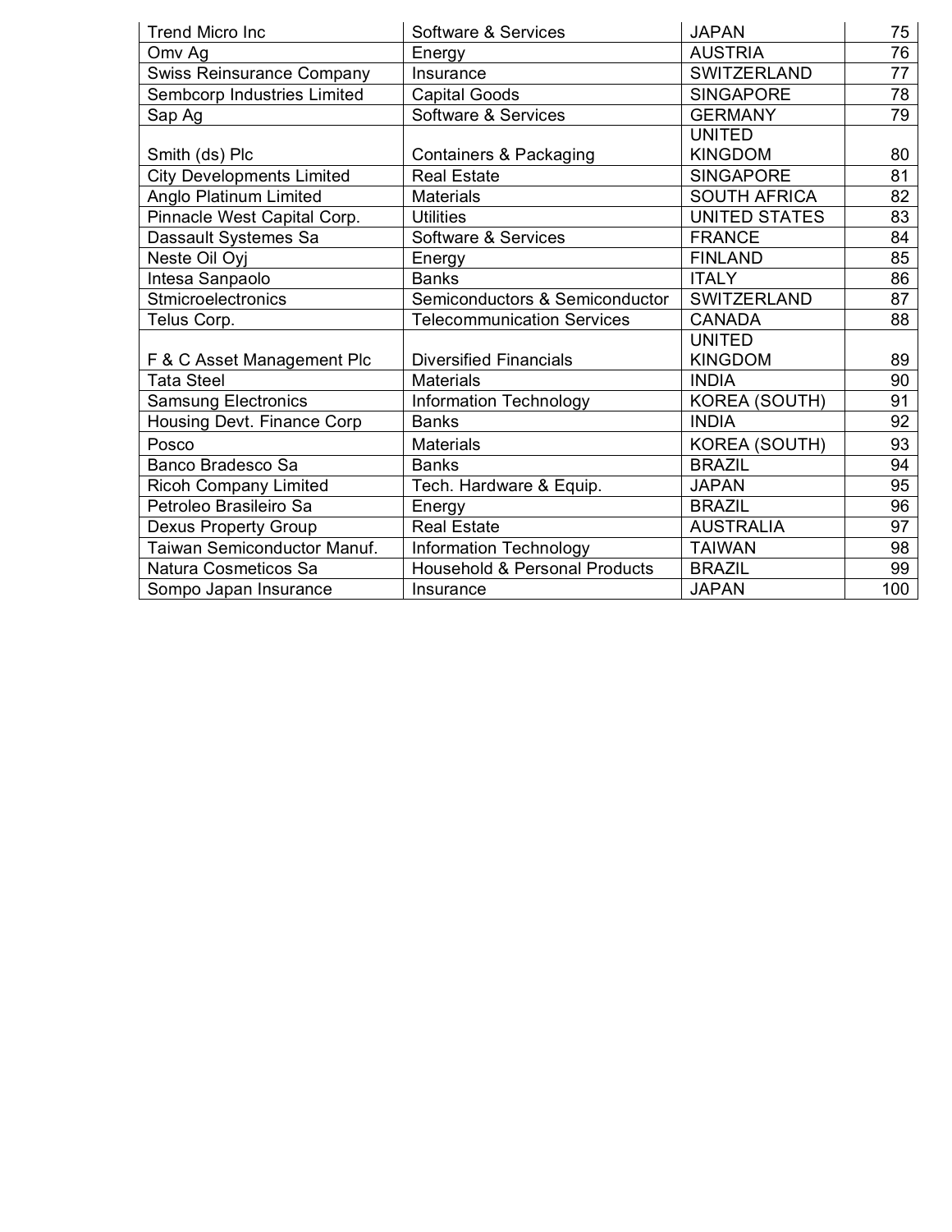| | | | |
|---|---|---|---|
| Trend Micro Inc | Software & Services | JAPAN | 75 |
| Omv Ag | Energy | AUSTRIA | 76 |
| Swiss Reinsurance Company | Insurance | SWITZERLAND | 77 |
| Sembcorp Industries Limited | Capital Goods | SINGAPORE | 78 |
| Sap Ag | Software & Services | GERMANY | 79 |
| Smith (ds) Plc | Containers & Packaging | UNITED KINGDOM | 80 |
| City Developments Limited | Real Estate | SINGAPORE | 81 |
| Anglo Platinum Limited | Materials | SOUTH AFRICA | 82 |
| Pinnacle West Capital Corp. | Utilities | UNITED STATES | 83 |
| Dassault Systemes Sa | Software & Services | FRANCE | 84 |
| Neste Oil Oyj | Energy | FINLAND | 85 |
| Intesa Sanpaolo | Banks | ITALY | 86 |
| Stmicroelectronics | Semiconductors & Semiconductor | SWITZERLAND | 87 |
| Telus Corp. | Telecommunication Services | CANADA | 88 |
| F & C Asset Management Plc | Diversified Financials | UNITED KINGDOM | 89 |
| Tata Steel | Materials | INDIA | 90 |
| Samsung Electronics | Information Technology | KOREA (SOUTH) | 91 |
| Housing Devt. Finance Corp | Banks | INDIA | 92 |
| Posco | Materials | KOREA (SOUTH) | 93 |
| Banco Bradesco Sa | Banks | BRAZIL | 94 |
| Ricoh Company Limited | Tech. Hardware & Equip. | JAPAN | 95 |
| Petroleo Brasileiro Sa | Energy | BRAZIL | 96 |
| Dexus Property Group | Real Estate | AUSTRALIA | 97 |
| Taiwan Semiconductor Manuf. | Information Technology | TAIWAN | 98 |
| Natura Cosmeticos Sa | Household & Personal Products | BRAZIL | 99 |
| Sompo Japan Insurance | Insurance | JAPAN | 100 |